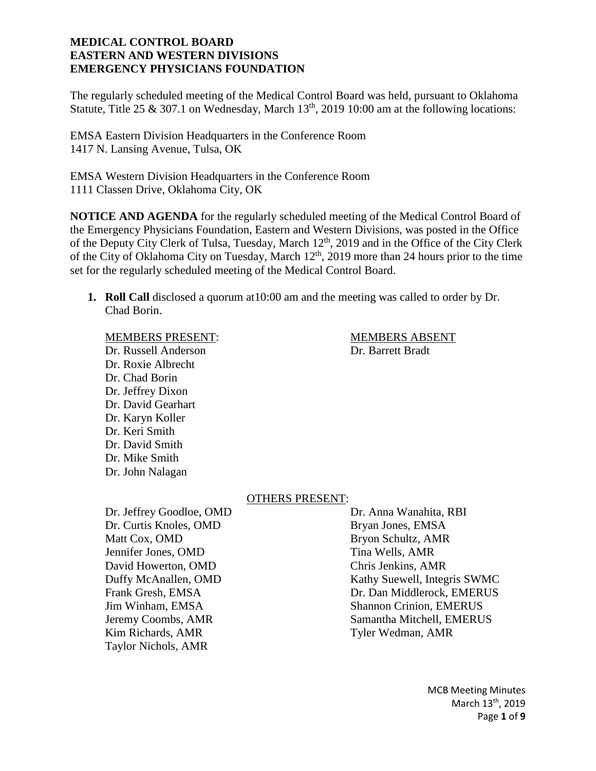**MEDICAL CONTROL BOARD**
**EASTERN AND WESTERN DIVISIONS**
**EMERGENCY PHYSICIANS FOUNDATION**

The regularly scheduled meeting of the Medical Control Board was held, pursuant to Oklahoma Statute, Title 25 & 307.1 on Wednesday, March 13th, 2019 10:00 am at the following locations:

EMSA Eastern Division Headquarters in the Conference Room
1417 N. Lansing Avenue, Tulsa, OK

EMSA Western Division Headquarters in the Conference Room
1111 Classen Drive, Oklahoma City, OK

**NOTICE AND AGENDA** for the regularly scheduled meeting of the Medical Control Board of the Emergency Physicians Foundation, Eastern and Western Divisions, was posted in the Office of the Deputy City Clerk of Tulsa, Tuesday, March 12th, 2019 and in the Office of the City Clerk of the City of Oklahoma City on Tuesday, March 12th, 2019 more than 24 hours prior to the time set for the regularly scheduled meeting of the Medical Control Board.

1. **Roll Call** disclosed a quorum at10:00 am and the meeting was called to order by Dr. Chad Borin.

MEMBERS PRESENT:
Dr. Russell Anderson
Dr. Roxie Albrecht
Dr. Chad Borin
Dr. Jeffrey Dixon
Dr. David Gearhart
Dr. Karyn Koller
Dr. Keri Smith
Dr. David Smith
Dr. Mike Smith
Dr. John Nalagan

MEMBERS ABSENT
Dr. Barrett Bradt

OTHERS PRESENT:
Dr. Jeffrey Goodloe, OMD
Dr. Curtis Knoles, OMD
Matt Cox, OMD
Jennifer Jones, OMD
David Howerton, OMD
Duffy McAnallen, OMD
Frank Gresh, EMSA
Jim Winham, EMSA
Jeremy Coombs, AMR
Kim Richards, AMR
Taylor Nichols, AMR
Dr. Anna Wanahita, RBI
Bryan Jones, EMSA
Bryon Schultz, AMR
Tina Wells, AMR
Chris Jenkins, AMR
Kathy Suewell, Integris SWMC
Dr. Dan Middlerock, EMERUS
Shannon Crinion, EMERUS
Samantha Mitchell, EMERUS
Tyler Wedman, AMR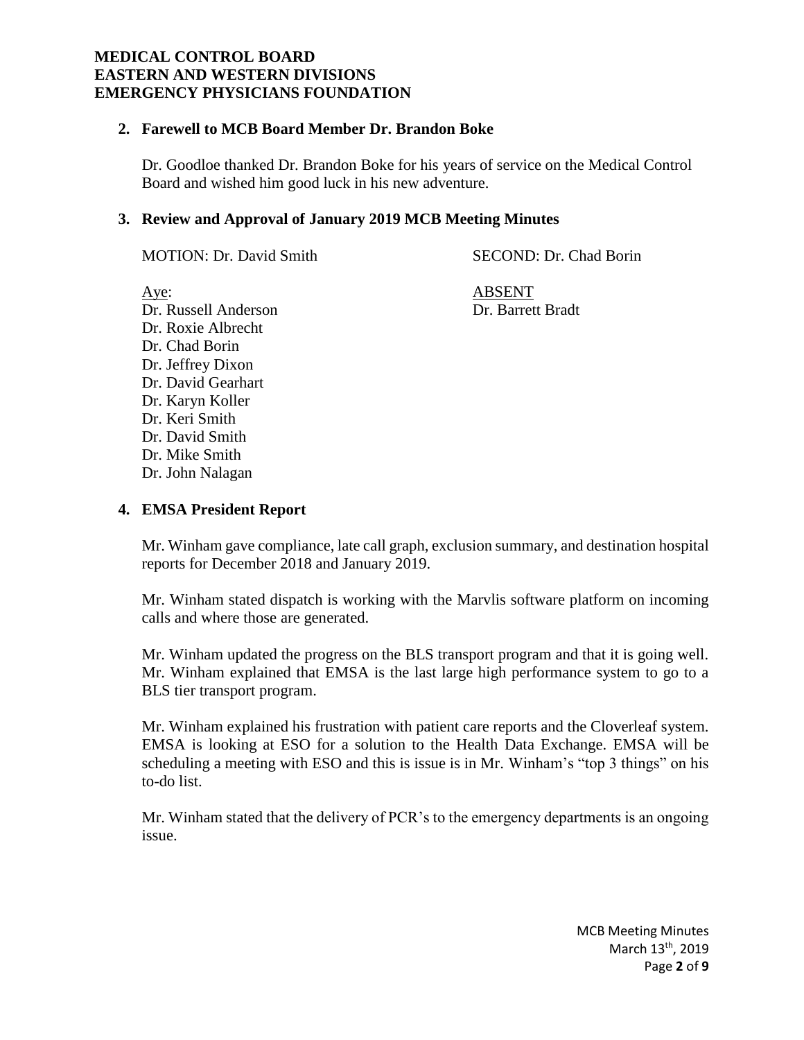**MEDICAL CONTROL BOARD**
**EASTERN AND WESTERN DIVISIONS**
**EMERGENCY PHYSICIANS FOUNDATION**

## 2. Farewell to MCB Board Member Dr. Brandon Boke

Dr. Goodloe thanked Dr. Brandon Boke for his years of service on the Medical Control Board and wished him good luck in his new adventure.

## 3. Review and Approval of January 2019 MCB Meeting Minutes

MOTION: Dr. David Smith    SECOND: Dr. Chad Borin

| Aye: | ABSENT |
|---|---|
| Dr. Russell Anderson | Dr. Barrett Bradt |
| Dr. Roxie Albrecht | |
| Dr. Chad Borin | |
| Dr. Jeffrey Dixon | |
| Dr. David Gearhart | |
| Dr. Karyn Koller | |
| Dr. Keri Smith | |
| Dr. David Smith | |
| Dr. Mike Smith | |
| Dr. John Nalagan | |

## 4. EMSA President Report

Mr. Winham gave compliance, late call graph, exclusion summary, and destination hospital reports for December 2018 and January 2019.

Mr. Winham stated dispatch is working with the Marvlis software platform on incoming calls and where those are generated.

Mr. Winham updated the progress on the BLS transport program and that it is going well. Mr. Winham explained that EMSA is the last large high performance system to go to a BLS tier transport program.

Mr. Winham explained his frustration with patient care reports and the Cloverleaf system. EMSA is looking at ESO for a solution to the Health Data Exchange. EMSA will be scheduling a meeting with ESO and this is issue is in Mr. Winham's "top 3 things" on his to-do list.

Mr. Winham stated that the delivery of PCR's to the emergency departments is an ongoing issue.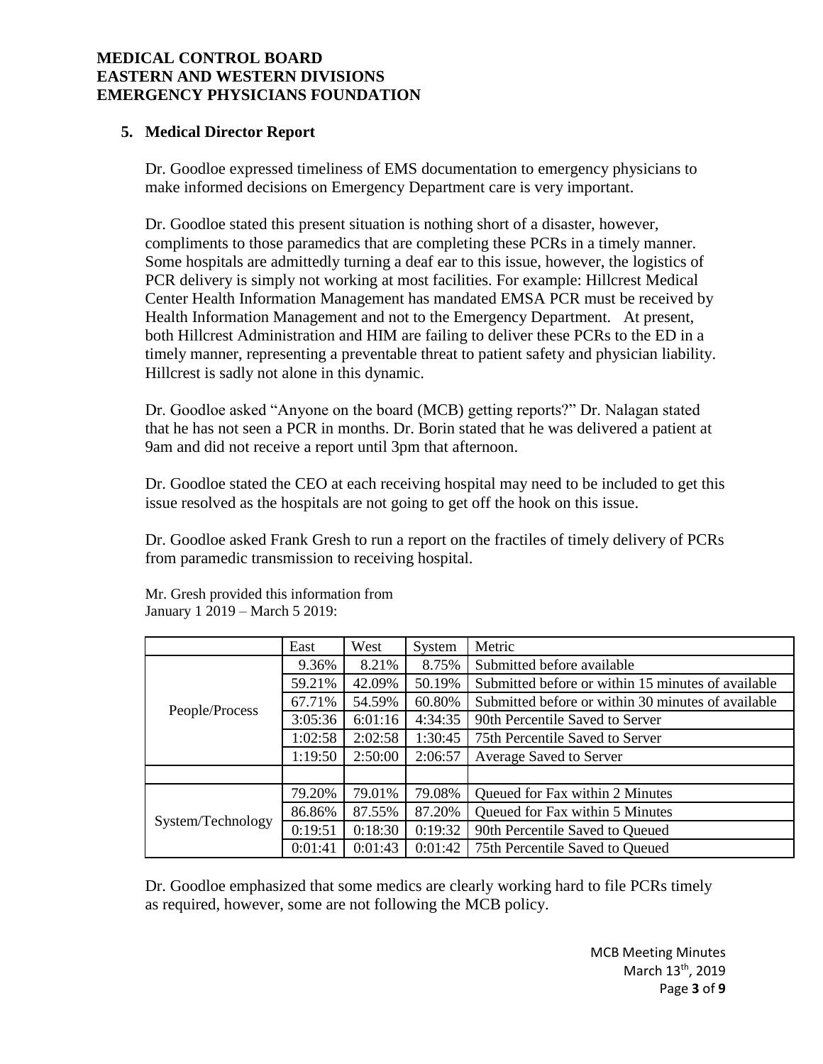**MEDICAL CONTROL BOARD**
**EASTERN AND WESTERN DIVISIONS**
**EMERGENCY PHYSICIANS FOUNDATION**

## 5. Medical Director Report

Dr. Goodloe expressed timeliness of EMS documentation to emergency physicians to make informed decisions on Emergency Department care is very important.

Dr. Goodloe stated this present situation is nothing short of a disaster, however, compliments to those paramedics that are completing these PCRs in a timely manner. Some hospitals are admittedly turning a deaf ear to this issue, however, the logistics of PCR delivery is simply not working at most facilities. For example: Hillcrest Medical Center Health Information Management has mandated EMSA PCR must be received by Health Information Management and not to the Emergency Department. At present, both Hillcrest Administration and HIM are failing to deliver these PCRs to the ED in a timely manner, representing a preventable threat to patient safety and physician liability. Hillcrest is sadly not alone in this dynamic.

Dr. Goodloe asked "Anyone on the board (MCB) getting reports?" Dr. Nalagan stated that he has not seen a PCR in months. Dr. Borin stated that he was delivered a patient at 9am and did not receive a report until 3pm that afternoon.

Dr. Goodloe stated the CEO at each receiving hospital may need to be included to get this issue resolved as the hospitals are not going to get off the hook on this issue.

Dr. Goodloe asked Frank Gresh to run a report on the fractiles of timely delivery of PCRs from paramedic transmission to receiving hospital.

Mr. Gresh provided this information from January 1 2019 – March 5 2019:

| | East | West | System | Metric |
|---|---|---|---|---|
| People/Process | 9.36% | 8.21% | 8.75% | Submitted before available |
| | 59.21% | 42.09% | 50.19% | Submitted before or within 15 minutes of available |
| | 67.71% | 54.59% | 60.80% | Submitted before or within 30 minutes of available |
| | 3:05:36 | 6:01:16 | 4:34:35 | 90th Percentile Saved to Server |
| | 1:02:58 | 2:02:58 | 1:30:45 | 75th Percentile Saved to Server |
| | 1:19:50 | 2:50:00 | 2:06:57 | Average Saved to Server |
| | | | | |
| System/Technology | 79.20% | 79.01% | 79.08% | Queued for Fax within 2 Minutes |
| | 86.86% | 87.55% | 87.20% | Queued for Fax within 5 Minutes |
| | 0:19:51 | 0:18:30 | 0:19:32 | 90th Percentile Saved to Queued |
| | 0:01:41 | 0:01:43 | 0:01:42 | 75th Percentile Saved to Queued |

Dr. Goodloe emphasized that some medics are clearly working hard to file PCRs timely as required, however, some are not following the MCB policy.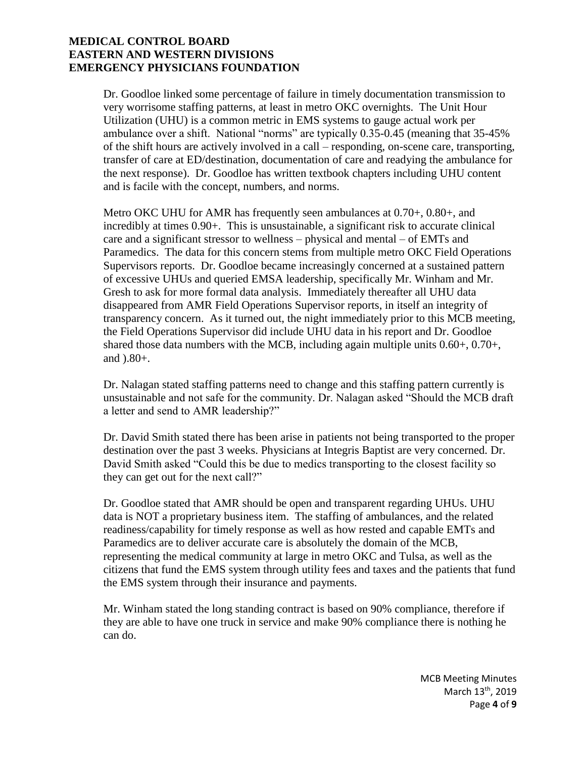Dr. Goodloe linked some percentage of failure in timely documentation transmission to very worrisome staffing patterns, at least in metro OKC overnights. The Unit Hour Utilization (UHU) is a common metric in EMS systems to gauge actual work per ambulance over a shift. National "norms" are typically 0.35-0.45 (meaning that 35-45% of the shift hours are actively involved in a call – responding, on-scene care, transporting, transfer of care at ED/destination, documentation of care and readying the ambulance for the next response). Dr. Goodloe has written textbook chapters including UHU content and is facile with the concept, numbers, and norms.

Metro OKC UHU for AMR has frequently seen ambulances at 0.70+, 0.80+, and incredibly at times 0.90+. This is unsustainable, a significant risk to accurate clinical care and a significant stressor to wellness – physical and mental – of EMTs and Paramedics. The data for this concern stems from multiple metro OKC Field Operations Supervisors reports. Dr. Goodloe became increasingly concerned at a sustained pattern of excessive UHUs and queried EMSA leadership, specifically Mr. Winham and Mr. Gresh to ask for more formal data analysis. Immediately thereafter all UHU data disappeared from AMR Field Operations Supervisor reports, in itself an integrity of transparency concern. As it turned out, the night immediately prior to this MCB meeting, the Field Operations Supervisor did include UHU data in his report and Dr. Goodloe shared those data numbers with the MCB, including again multiple units 0.60+, 0.70+, and ).80+.

Dr. Nalagan stated staffing patterns need to change and this staffing pattern currently is unsustainable and not safe for the community. Dr. Nalagan asked "Should the MCB draft a letter and send to AMR leadership?"

Dr. David Smith stated there has been arise in patients not being transported to the proper destination over the past 3 weeks. Physicians at Integris Baptist are very concerned. Dr. David Smith asked "Could this be due to medics transporting to the closest facility so they can get out for the next call?"

Dr. Goodloe stated that AMR should be open and transparent regarding UHUs. UHU data is NOT a proprietary business item. The staffing of ambulances, and the related readiness/capability for timely response as well as how rested and capable EMTs and Paramedics are to deliver accurate care is absolutely the domain of the MCB, representing the medical community at large in metro OKC and Tulsa, as well as the citizens that fund the EMS system through utility fees and taxes and the patients that fund the EMS system through their insurance and payments.

Mr. Winham stated the long standing contract is based on 90% compliance, therefore if they are able to have one truck in service and make 90% compliance there is nothing he can do.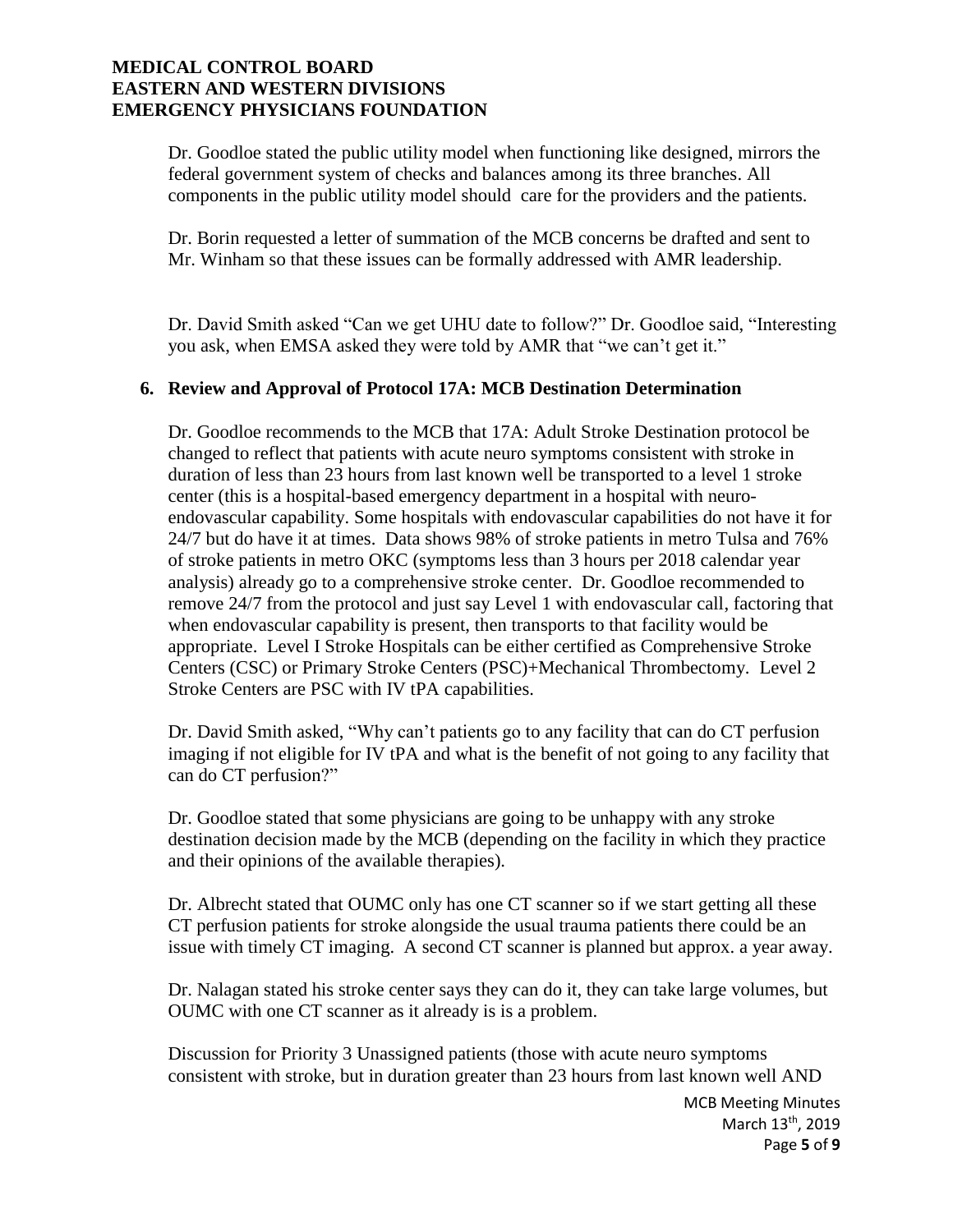Dr. Goodloe stated the public utility model when functioning like designed, mirrors the federal government system of checks and balances among its three branches. All components in the public utility model should care for the providers and the patients.

Dr. Borin requested a letter of summation of the MCB concerns be drafted and sent to Mr. Winham so that these issues can be formally addressed with AMR leadership.

Dr. David Smith asked "Can we get UHU date to follow?" Dr. Goodloe said, "Interesting you ask, when EMSA asked they were told by AMR that "we can't get it."

## 6. Review and Approval of Protocol 17A: MCB Destination Determination

Dr. Goodloe recommends to the MCB that 17A: Adult Stroke Destination protocol be changed to reflect that patients with acute neuro symptoms consistent with stroke in duration of less than 23 hours from last known well be transported to a level 1 stroke center (this is a hospital-based emergency department in a hospital with neuro-endovascular capability. Some hospitals with endovascular capabilities do not have it for 24/7 but do have it at times. Data shows 98% of stroke patients in metro Tulsa and 76% of stroke patients in metro OKC (symptoms less than 3 hours per 2018 calendar year analysis) already go to a comprehensive stroke center. Dr. Goodloe recommended to remove 24/7 from the protocol and just say Level 1 with endovascular call, factoring that when endovascular capability is present, then transports to that facility would be appropriate. Level I Stroke Hospitals can be either certified as Comprehensive Stroke Centers (CSC) or Primary Stroke Centers (PSC)+Mechanical Thrombectomy. Level 2 Stroke Centers are PSC with IV tPA capabilities.

Dr. David Smith asked, "Why can't patients go to any facility that can do CT perfusion imaging if not eligible for IV tPA and what is the benefit of not going to any facility that can do CT perfusion?"

Dr. Goodloe stated that some physicians are going to be unhappy with any stroke destination decision made by the MCB (depending on the facility in which they practice and their opinions of the available therapies).

Dr. Albrecht stated that OUMC only has one CT scanner so if we start getting all these CT perfusion patients for stroke alongside the usual trauma patients there could be an issue with timely CT imaging. A second CT scanner is planned but approx. a year away.

Dr. Nalagan stated his stroke center says they can do it, they can take large volumes, but OUMC with one CT scanner as it already is is a problem.

Discussion for Priority 3 Unassigned patients (those with acute neuro symptoms consistent with stroke, but in duration greater than 23 hours from last known well AND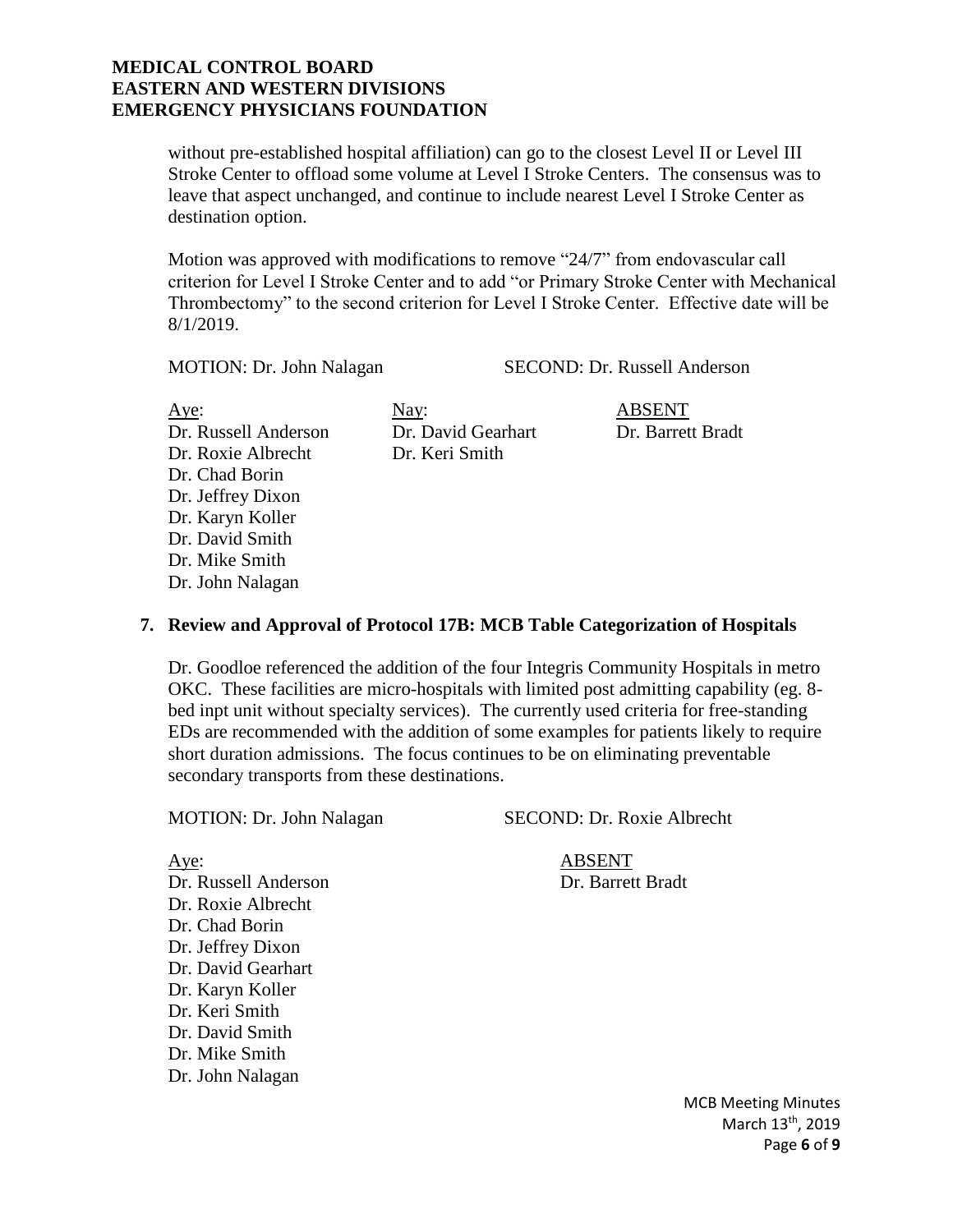without pre-established hospital affiliation) can go to the closest Level II or Level III Stroke Center to offload some volume at Level I Stroke Centers. The consensus was to leave that aspect unchanged, and continue to include nearest Level I Stroke Center as destination option.

Motion was approved with modifications to remove "24/7" from endovascular call criterion for Level I Stroke Center and to add "or Primary Stroke Center with Mechanical Thrombectomy" to the second criterion for Level I Stroke Center. Effective date will be 8/1/2019.

MOTION: Dr. John Nalagan SECOND: Dr. Russell Anderson

| Aye: | Nay: | ABSENT |
|---|---|---|
| Dr. Russell Anderson | Dr. David Gearhart | Dr. Barrett Bradt |
| Dr. Roxie Albrecht | Dr. Keri Smith | |
| Dr. Chad Borin | | |
| Dr. Jeffrey Dixon | | |
| Dr. Karyn Koller | | |
| Dr. David Smith | | |
| Dr. Mike Smith | | |
| Dr. John Nalagan | | |

## 7. Review and Approval of Protocol 17B: MCB Table Categorization of Hospitals

Dr. Goodloe referenced the addition of the four Integris Community Hospitals in metro OKC. These facilities are micro-hospitals with limited post admitting capability (eg. 8-bed inpt unit without specialty services). The currently used criteria for free-standing EDs are recommended with the addition of some examples for patients likely to require short duration admissions. The focus continues to be on eliminating preventable secondary transports from these destinations.

MOTION: Dr. John Nalagan SECOND: Dr. Roxie Albrecht

| Aye: | ABSENT |
|---|---|
| Dr. Russell Anderson | Dr. Barrett Bradt |
| Dr. Roxie Albrecht | |
| Dr. Chad Borin | |
| Dr. Jeffrey Dixon | |
| Dr. David Gearhart | |
| Dr. Karyn Koller | |
| Dr. Keri Smith | |
| Dr. David Smith | |
| Dr. Mike Smith | |
| Dr. John Nalagan | |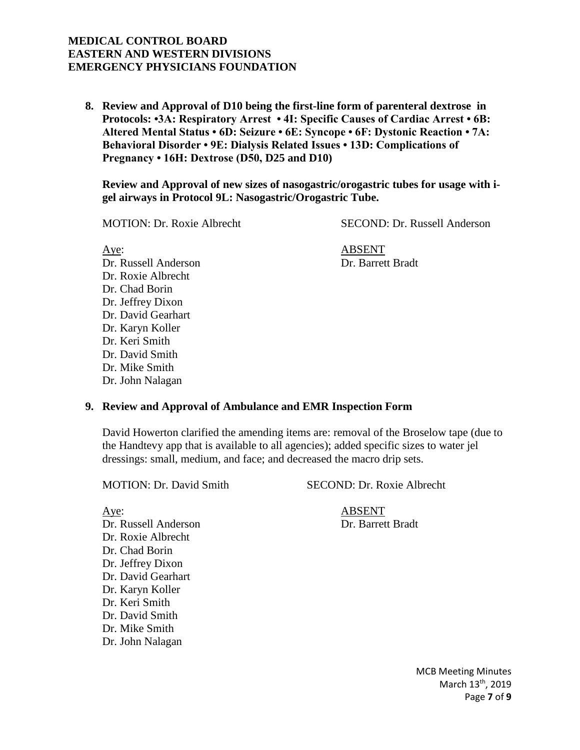**8. Review and Approval of D10 being the first-line form of parenteral dextrose in Protocols: •3A: Respiratory Arrest • 4I: Specific Causes of Cardiac Arrest • 6B: Altered Mental Status • 6D: Seizure • 6E: Syncope • 6F: Dystonic Reaction • 7A: Behavioral Disorder • 9E: Dialysis Related Issues • 13D: Complications of Pregnancy • 16H: Dextrose (D50, D25 and D10)**

**Review and Approval of new sizes of nasogastric/orogastric tubes for usage with i-gel airways in Protocol 9L: Nasogastric/Orogastric Tube.**

MOTION: Dr. Roxie Albrecht SECOND: Dr. Russell Anderson

Aye:
- Dr. Russell Anderson
- Dr. Roxie Albrecht
- Dr. Chad Borin
- Dr. Jeffrey Dixon
- Dr. David Gearhart
- Dr. Karyn Koller
- Dr. Keri Smith
- Dr. David Smith
- Dr. Mike Smith
- Dr. John Nalagan

ABSENT
- Dr. Barrett Bradt

**9. Review and Approval of Ambulance and EMR Inspection Form**

David Howerton clarified the amending items are: removal of the Broselow tape (due to the Handtevy app that is available to all agencies); added specific sizes to water jel dressings: small, medium, and face; and decreased the macro drip sets.

MOTION: Dr. David Smith SECOND: Dr. Roxie Albrecht

Aye:
- Dr. Russell Anderson
- Dr. Roxie Albrecht
- Dr. Chad Borin
- Dr. Jeffrey Dixon
- Dr. David Gearhart
- Dr. Karyn Koller
- Dr. Keri Smith
- Dr. David Smith
- Dr. Mike Smith
- Dr. John Nalagan

ABSENT
- Dr. Barrett Bradt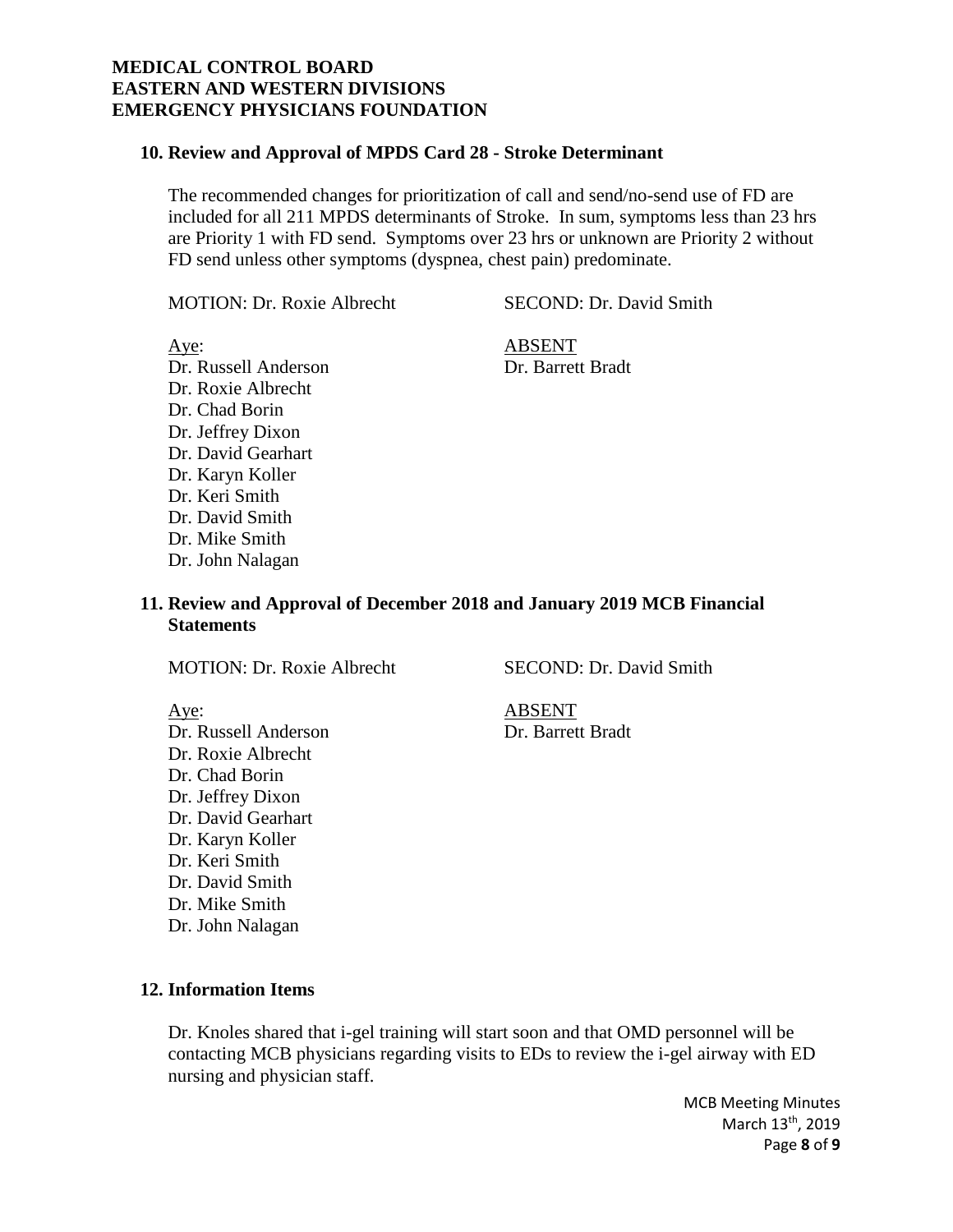**MEDICAL CONTROL BOARD**
**EASTERN AND WESTERN DIVISIONS**
**EMERGENCY PHYSICIANS FOUNDATION**

### 10. Review and Approval of MPDS Card 28 - Stroke Determinant

The recommended changes for prioritization of call and send/no-send use of FD are included for all 211 MPDS determinants of Stroke. In sum, symptoms less than 23 hrs are Priority 1 with FD send. Symptoms over 23 hrs or unknown are Priority 2 without FD send unless other symptoms (dyspnea, chest pain) predominate.

MOTION: Dr. Roxie Albrecht SECOND: Dr. David Smith

| Aye: | ABSENT |
|---|---|
| Dr. Russell Anderson | Dr. Barrett Bradt |
| Dr. Roxie Albrecht | |
| Dr. Chad Borin | |
| Dr. Jeffrey Dixon | |
| Dr. David Gearhart | |
| Dr. Karyn Koller | |
| Dr. Keri Smith | |
| Dr. David Smith | |
| Dr. Mike Smith | |
| Dr. John Nalagan | |

### 11. Review and Approval of December 2018 and January 2019 MCB Financial Statements

MOTION: Dr. Roxie Albrecht SECOND: Dr. David Smith

| Aye: | ABSENT |
|---|---|
| Dr. Russell Anderson | Dr. Barrett Bradt |
| Dr. Roxie Albrecht | |
| Dr. Chad Borin | |
| Dr. Jeffrey Dixon | |
| Dr. David Gearhart | |
| Dr. Karyn Koller | |
| Dr. Keri Smith | |
| Dr. David Smith | |
| Dr. Mike Smith | |
| Dr. John Nalagan | |

### 12. Information Items

Dr. Knoles shared that i-gel training will start soon and that OMD personnel will be contacting MCB physicians regarding visits to EDs to review the i-gel airway with ED nursing and physician staff.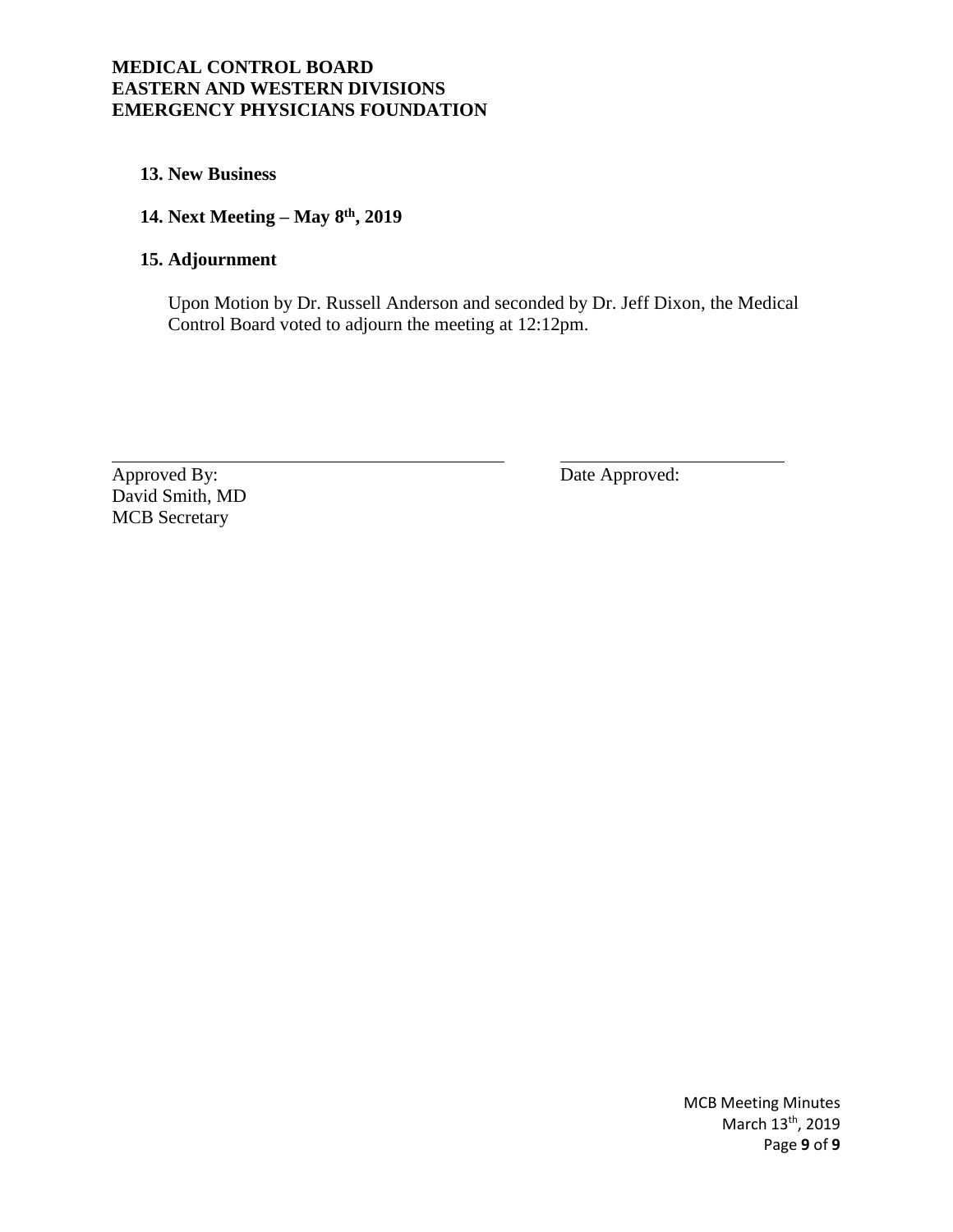### 13. New Business

### 14. Next Meeting – May 8th, 2019

### 15. Adjournment

Upon Motion by Dr. Russell Anderson and seconded by Dr. Jeff Dixon, the Medical Control Board voted to adjourn the meeting at 12:12pm.

\_\_\_\_\_\_\_\_\_\_\_\_\_\_\_\_\_\_\_\_\_\_\_\_\_\_\_\_\_\_\_\_\_\_\_\_\_\_\_\_\_\_\_\_ \_\_\_\_\_\_\_\_\_\_\_\_\_\_\_\_\_\_\_\_\_\_\_\_\_\_\_\_

Approved By:
David Smith, MD
MCB Secretary

Date Approved: